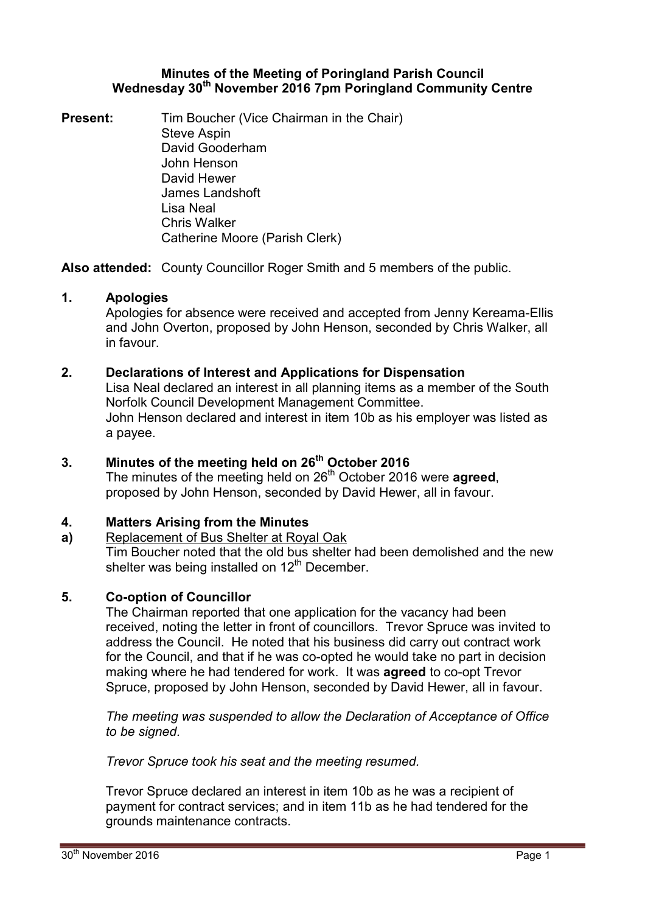# Minutes of the Meeting of Poringland Parish Council
## Wednesday 30th November 2016 7pm Poringland Community Centre

**Present:** Tim Boucher (Vice Chairman in the Chair)
Steve Aspin
David Gooderham
John Henson
David Hewer
James Landshoft
Lisa Neal
Chris Walker
Catherine Moore (Parish Clerk)

**Also attended:** County Councillor Roger Smith and 5 members of the public.

**1. Apologies**

Apologies for absence were received and accepted from Jenny Kereama-Ellis and John Overton, proposed by John Henson, seconded by Chris Walker, all in favour.

**2. Declarations of Interest and Applications for Dispensation**

Lisa Neal declared an interest in all planning items as a member of the South Norfolk Council Development Management Committee.
John Henson declared and interest in item 10b as his employer was listed as a payee.

**3. Minutes of the meeting held on 26th October 2016**

The minutes of the meeting held on 26th October 2016 were **agreed**, proposed by John Henson, seconded by David Hewer, all in favour.

**4. Matters Arising from the Minutes**

**a)** Replacement of Bus Shelter at Royal Oak

Tim Boucher noted that the old bus shelter had been demolished and the new shelter was being installed on 12th December.

**5. Co-option of Councillor**

The Chairman reported that one application for the vacancy had been received, noting the letter in front of councillors. Trevor Spruce was invited to address the Council. He noted that his business did carry out contract work for the Council, and that if he was co-opted he would take no part in decision making where he had tendered for work. It was **agreed** to co-opt Trevor Spruce, proposed by John Henson, seconded by David Hewer, all in favour.

*The meeting was suspended to allow the Declaration of Acceptance of Office to be signed.*

*Trevor Spruce took his seat and the meeting resumed.*

Trevor Spruce declared an interest in item 10b as he was a recipient of payment for contract services; and in item 11b as he had tendered for the grounds maintenance contracts.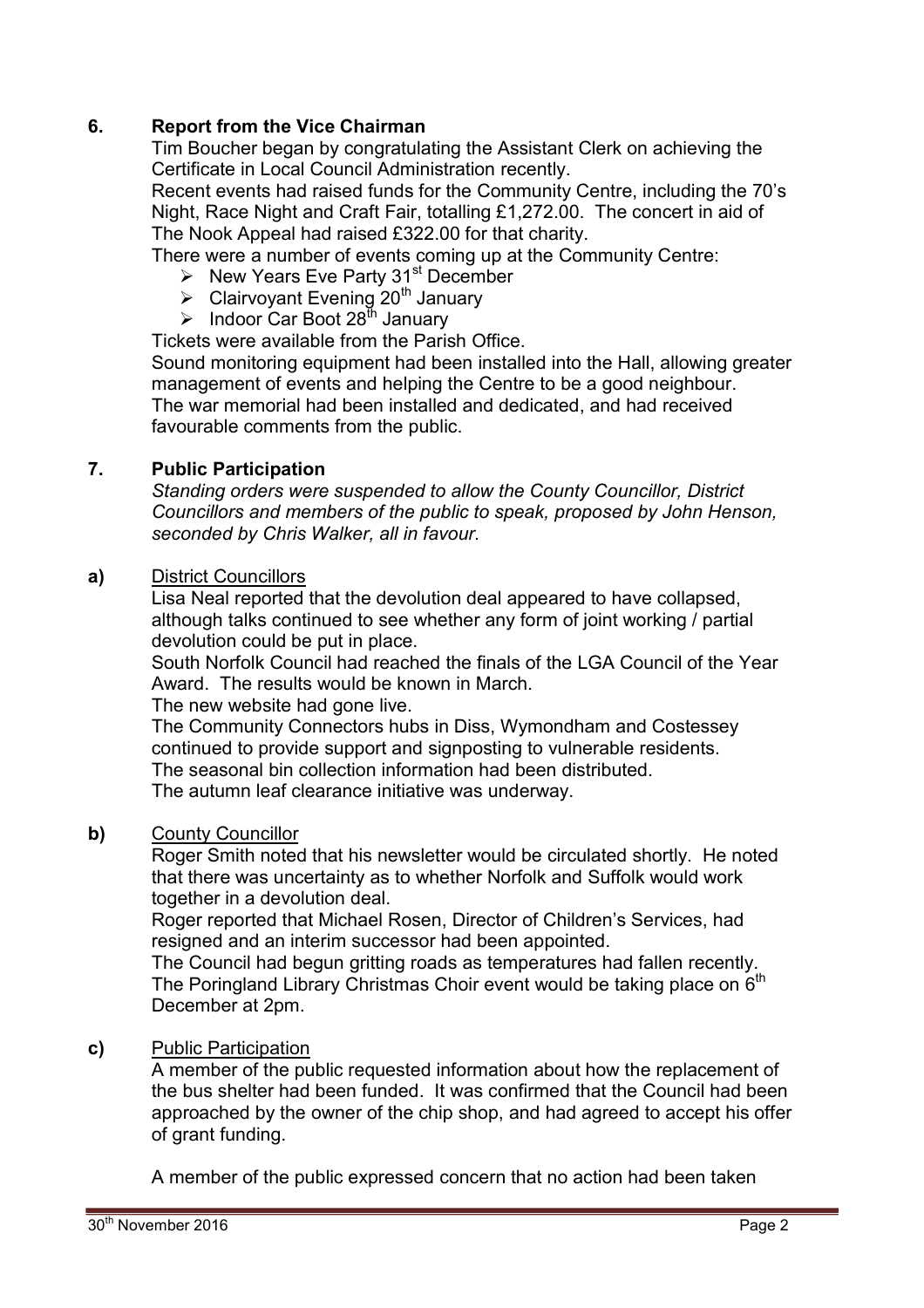## 6. Report from the Vice Chairman

Tim Boucher began by congratulating the Assistant Clerk on achieving the Certificate in Local Council Administration recently.

Recent events had raised funds for the Community Centre, including the 70's Night, Race Night and Craft Fair, totalling £1,272.00. The concert in aid of The Nook Appeal had raised £322.00 for that charity.

There were a number of events coming up at the Community Centre:

- New Years Eve Party 31st December
- Clairvoyant Evening 20th January
- Indoor Car Boot 28th January

Tickets were available from the Parish Office.

Sound monitoring equipment had been installed into the Hall, allowing greater management of events and helping the Centre to be a good neighbour.

The war memorial had been installed and dedicated, and had received favourable comments from the public.

## 7. Public Participation

*Standing orders were suspended to allow the County Councillor, District Councillors and members of the public to speak, proposed by John Henson, seconded by Chris Walker, all in favour.*

**a)** District Councillors

Lisa Neal reported that the devolution deal appeared to have collapsed, although talks continued to see whether any form of joint working / partial devolution could be put in place.

South Norfolk Council had reached the finals of the LGA Council of the Year Award. The results would be known in March.

The new website had gone live.

The Community Connectors hubs in Diss, Wymondham and Costessey continued to provide support and signposting to vulnerable residents.

The seasonal bin collection information had been distributed.

The autumn leaf clearance initiative was underway.

**b)** County Councillor

Roger Smith noted that his newsletter would be circulated shortly. He noted that there was uncertainty as to whether Norfolk and Suffolk would work together in a devolution deal.

Roger reported that Michael Rosen, Director of Children's Services, had resigned and an interim successor had been appointed.

The Council had begun gritting roads as temperatures had fallen recently.

The Poringland Library Christmas Choir event would be taking place on 6th December at 2pm.

**c)** Public Participation

A member of the public requested information about how the replacement of the bus shelter had been funded. It was confirmed that the Council had been approached by the owner of the chip shop, and had agreed to accept his offer of grant funding.

A member of the public expressed concern that no action had been taken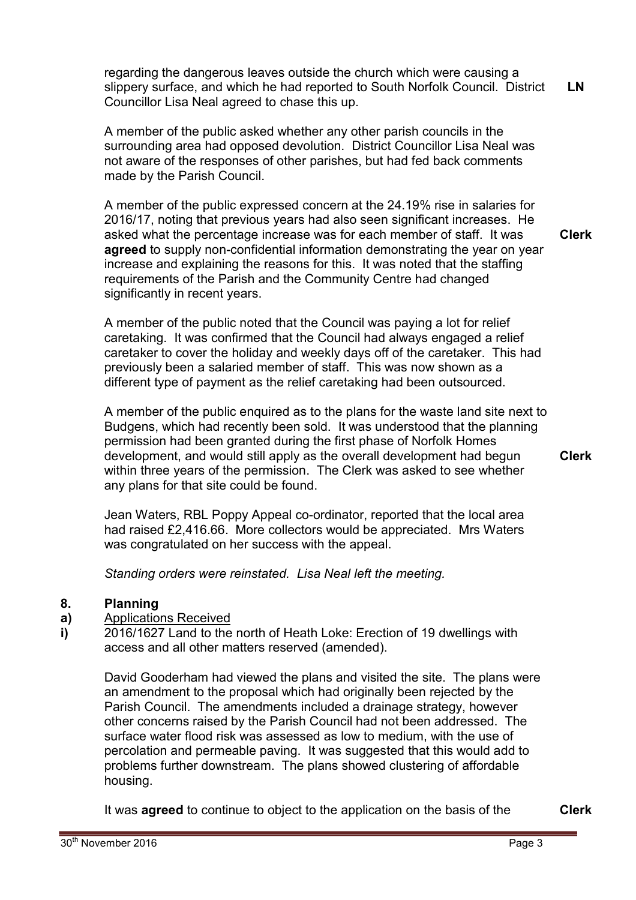regarding the dangerous leaves outside the church which were causing a slippery surface, and which he had reported to South Norfolk Council. District Councillor Lisa Neal agreed to chase this up. **LN**

A member of the public asked whether any other parish councils in the surrounding area had opposed devolution. District Councillor Lisa Neal was not aware of the responses of other parishes, but had fed back comments made by the Parish Council.

A member of the public expressed concern at the 24.19% rise in salaries for 2016/17, noting that previous years had also seen significant increases. He asked what the percentage increase was for each member of staff. It was **agreed** to supply non-confidential information demonstrating the year on year increase and explaining the reasons for this. It was noted that the staffing requirements of the Parish and the Community Centre had changed significantly in recent years. **Clerk**

A member of the public noted that the Council was paying a lot for relief caretaking. It was confirmed that the Council had always engaged a relief caretaker to cover the holiday and weekly days off of the caretaker. This had previously been a salaried member of staff. This was now shown as a different type of payment as the relief caretaking had been outsourced.

A member of the public enquired as to the plans for the waste land site next to Budgens, which had recently been sold. It was understood that the planning permission had been granted during the first phase of Norfolk Homes development, and would still apply as the overall development had begun within three years of the permission. The Clerk was asked to see whether any plans for that site could be found. **Clerk**

Jean Waters, RBL Poppy Appeal co-ordinator, reported that the local area had raised £2,416.66. More collectors would be appreciated. Mrs Waters was congratulated on her success with the appeal.

*Standing orders were reinstated. Lisa Neal left the meeting.*

## 8. Planning

**a)** Applications Received

**i)** 2016/1627 Land to the north of Heath Loke: Erection of 19 dwellings with access and all other matters reserved (amended).

David Gooderham had viewed the plans and visited the site. The plans were an amendment to the proposal which had originally been rejected by the Parish Council. The amendments included a drainage strategy, however other concerns raised by the Parish Council had not been addressed. The surface water flood risk was assessed as low to medium, with the use of percolation and permeable paving. It was suggested that this would add to problems further downstream. The plans showed clustering of affordable housing.

It was **agreed** to continue to object to the application on the basis of the **Clerk**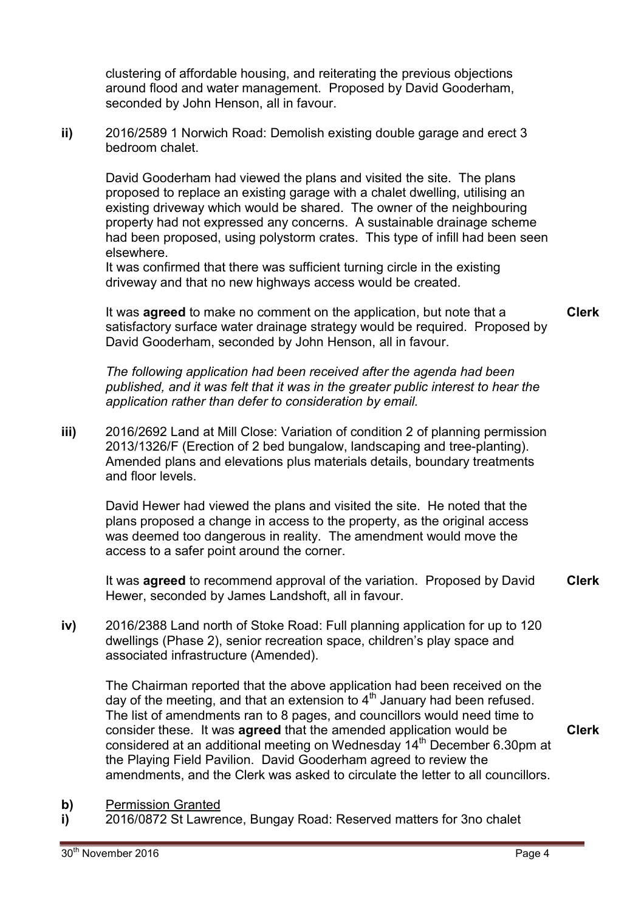clustering of affordable housing, and reiterating the previous objections around flood and water management. Proposed by David Gooderham, seconded by John Henson, all in favour.

**ii)** 2016/2589 1 Norwich Road: Demolish existing double garage and erect 3 bedroom chalet.

David Gooderham had viewed the plans and visited the site. The plans proposed to replace an existing garage with a chalet dwelling, utilising an existing driveway which would be shared. The owner of the neighbouring property had not expressed any concerns. A sustainable drainage scheme had been proposed, using polystorm crates. This type of infill had been seen elsewhere.
It was confirmed that there was sufficient turning circle in the existing driveway and that no new highways access would be created.

It was **agreed** to make no comment on the application, but note that a satisfactory surface water drainage strategy would be required. Proposed by David Gooderham, seconded by John Henson, all in favour. **Clerk**

*The following application had been received after the agenda had been published, and it was felt that it was in the greater public interest to hear the application rather than defer to consideration by email.*

**iii)** 2016/2692 Land at Mill Close: Variation of condition 2 of planning permission 2013/1326/F (Erection of 2 bed bungalow, landscaping and tree-planting). Amended plans and elevations plus materials details, boundary treatments and floor levels.

David Hewer had viewed the plans and visited the site. He noted that the plans proposed a change in access to the property, as the original access was deemed too dangerous in reality. The amendment would move the access to a safer point around the corner.

It was **agreed** to recommend approval of the variation. Proposed by David Hewer, seconded by James Landshoft, all in favour. **Clerk**

**iv)** 2016/2388 Land north of Stoke Road: Full planning application for up to 120 dwellings (Phase 2), senior recreation space, children's play space and associated infrastructure (Amended).

The Chairman reported that the above application had been received on the day of the meeting, and that an extension to 4th January had been refused. The list of amendments ran to 8 pages, and councillors would need time to consider these. It was **agreed** that the amended application would be considered at an additional meeting on Wednesday 14th December 6.30pm at the Playing Field Pavilion. David Gooderham agreed to review the amendments, and the Clerk was asked to circulate the letter to all councillors. **Clerk**

**b)** Permission Granted

**i)** 2016/0872 St Lawrence, Bungay Road: Reserved matters for 3no chalet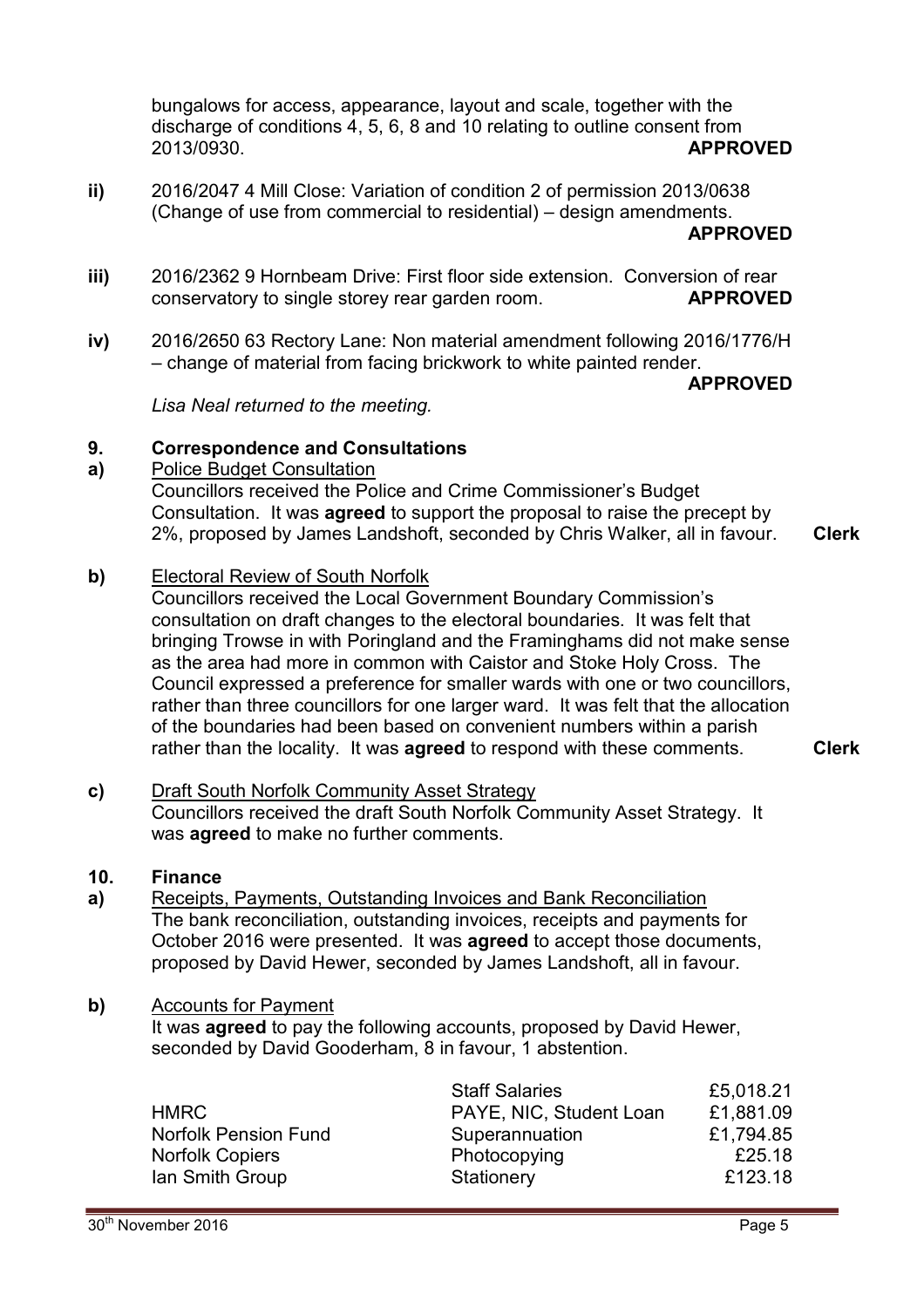bungalows for access, appearance, layout and scale, together with the discharge of conditions 4, 5, 6, 8 and 10 relating to outline consent from 2013/0930. **APPROVED**

**ii)** 2016/2047 4 Mill Close: Variation of condition 2 of permission 2013/0638 (Change of use from commercial to residential) – design amendments. **APPROVED**

**iii)** 2016/2362 9 Hornbeam Drive: First floor side extension. Conversion of rear conservatory to single storey rear garden room. **APPROVED**

**iv)** 2016/2650 63 Rectory Lane: Non material amendment following 2016/1776/H – change of material from facing brickwork to white painted render. **APPROVED**

*Lisa Neal returned to the meeting.*

## 9. Correspondence and Consultations

**a)** Police Budget Consultation

Councillors received the Police and Crime Commissioner's Budget Consultation. It was **agreed** to support the proposal to raise the precept by 2%, proposed by James Landshoft, seconded by Chris Walker, all in favour. **Clerk**

**b)** Electoral Review of South Norfolk

Councillors received the Local Government Boundary Commission's consultation on draft changes to the electoral boundaries. It was felt that bringing Trowse in with Poringland and the Framinghams did not make sense as the area had more in common with Caistor and Stoke Holy Cross. The Council expressed a preference for smaller wards with one or two councillors, rather than three councillors for one larger ward. It was felt that the allocation of the boundaries had been based on convenient numbers within a parish rather than the locality. It was **agreed** to respond with these comments. **Clerk**

**c)** Draft South Norfolk Community Asset Strategy

Councillors received the draft South Norfolk Community Asset Strategy. It was **agreed** to make no further comments.

## 10. Finance

**a)** Receipts, Payments, Outstanding Invoices and Bank Reconciliation

The bank reconciliation, outstanding invoices, receipts and payments for October 2016 were presented. It was **agreed** to accept those documents, proposed by David Hewer, seconded by James Landshoft, all in favour.

**b)** Accounts for Payment

It was **agreed** to pay the following accounts, proposed by David Hewer, seconded by David Gooderham, 8 in favour, 1 abstention.

| | | |
|---|---|---|
| | Staff Salaries | £5,018.21 |
| HMRC | PAYE, NIC, Student Loan | £1,881.09 |
| Norfolk Pension Fund | Superannuation | £1,794.85 |
| Norfolk Copiers | Photocopying | £25.18 |
| Ian Smith Group | Stationery | £123.18 |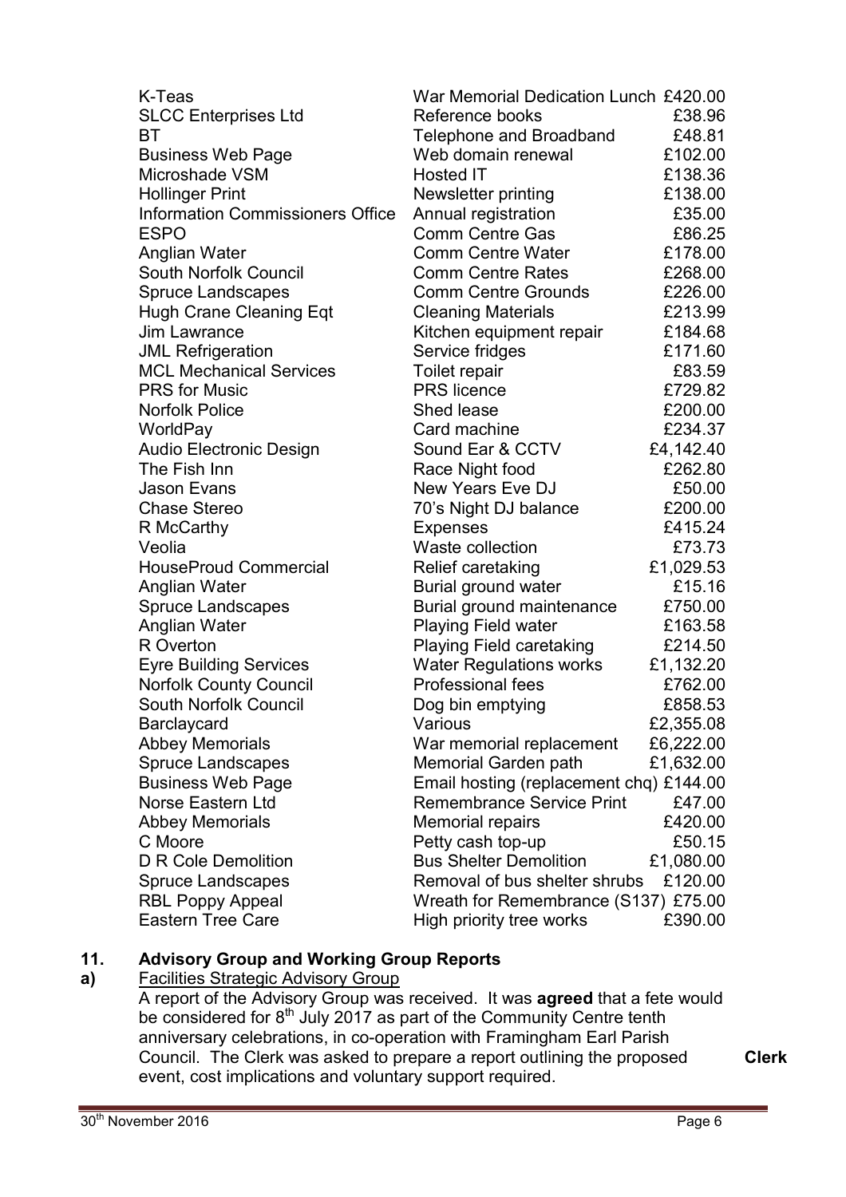| | | |
|---|---|---|
| K-Teas | War Memorial Dedication Lunch | £420.00 |
| SLCC Enterprises Ltd | Reference books | £38.96 |
| BT | Telephone and Broadband | £48.81 |
| Business Web Page | Web domain renewal | £102.00 |
| Microshade VSM | Hosted IT | £138.36 |
| Hollinger Print | Newsletter printing | £138.00 |
| Information Commissioners Office | Annual registration | £35.00 |
| ESPO | Comm Centre Gas | £86.25 |
| Anglian Water | Comm Centre Water | £178.00 |
| South Norfolk Council | Comm Centre Rates | £268.00 |
| Spruce Landscapes | Comm Centre Grounds | £226.00 |
| Hugh Crane Cleaning Eqt | Cleaning Materials | £213.99 |
| Jim Lawrance | Kitchen equipment repair | £184.68 |
| JML Refrigeration | Service fridges | £171.60 |
| MCL Mechanical Services | Toilet repair | £83.59 |
| PRS for Music | PRS licence | £729.82 |
| Norfolk Police | Shed lease | £200.00 |
| WorldPay | Card machine | £234.37 |
| Audio Electronic Design | Sound Ear & CCTV | £4,142.40 |
| The Fish Inn | Race Night food | £262.80 |
| Jason Evans | New Years Eve DJ | £50.00 |
| Chase Stereo | 70's Night DJ balance | £200.00 |
| R McCarthy | Expenses | £415.24 |
| Veolia | Waste collection | £73.73 |
| HouseProud Commercial | Relief caretaking | £1,029.53 |
| Anglian Water | Burial ground water | £15.16 |
| Spruce Landscapes | Burial ground maintenance | £750.00 |
| Anglian Water | Playing Field water | £163.58 |
| R Overton | Playing Field caretaking | £214.50 |
| Eyre Building Services | Water Regulations works | £1,132.20 |
| Norfolk County Council | Professional fees | £762.00 |
| South Norfolk Council | Dog bin emptying | £858.53 |
| Barclaycard | Various | £2,355.08 |
| Abbey Memorials | War memorial replacement | £6,222.00 |
| Spruce Landscapes | Memorial Garden path | £1,632.00 |
| Business Web Page | Email hosting (replacement chq) | £144.00 |
| Norse Eastern Ltd | Remembrance Service Print | £47.00 |
| Abbey Memorials | Memorial repairs | £420.00 |
| C Moore | Petty cash top-up | £50.15 |
| D R Cole Demolition | Bus Shelter Demolition | £1,080.00 |
| Spruce Landscapes | Removal of bus shelter shrubs | £120.00 |
| RBL Poppy Appeal | Wreath for Remembrance (S137) | £75.00 |
| Eastern Tree Care | High priority tree works | £390.00 |

## 11. Advisory Group and Working Group Reports

**a)** Facilities Strategic Advisory Group

A report of the Advisory Group was received. It was **agreed** that a fete would be considered for 8th July 2017 as part of the Community Centre tenth anniversary celebrations, in co-operation with Framingham Earl Parish Council. The Clerk was asked to prepare a report outlining the proposed event, cost implications and voluntary support required. **Clerk**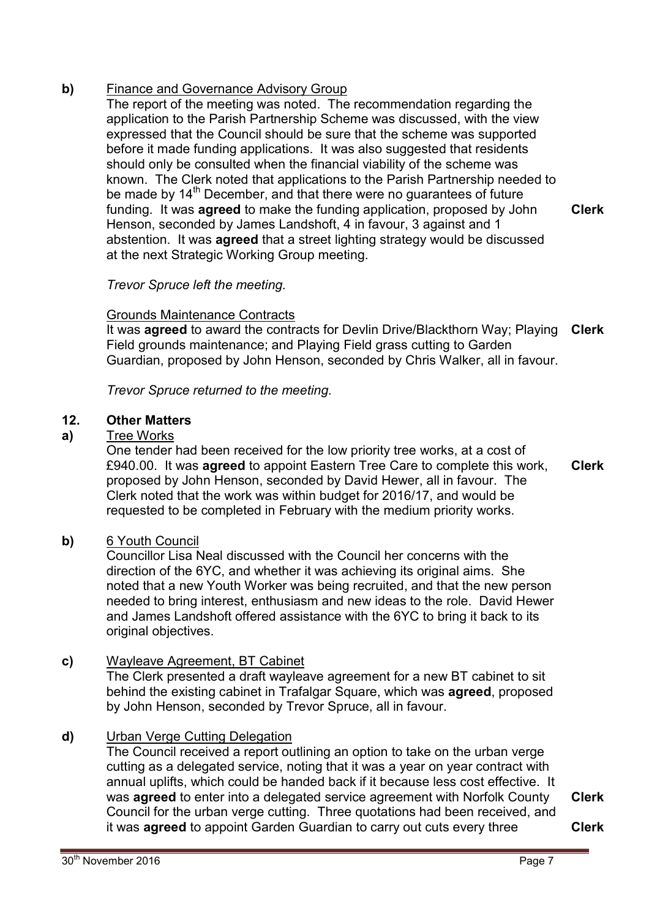**b)** <u>Finance and Governance Advisory Group</u>

The report of the meeting was noted. The recommendation regarding the application to the Parish Partnership Scheme was discussed, with the view expressed that the Council should be sure that the scheme was supported before it made funding applications. It was also suggested that residents should only be consulted when the financial viability of the scheme was known. The Clerk noted that applications to the Parish Partnership needed to be made by 14th December, and that there were no guarantees of future funding. It was **agreed** to make the funding application, proposed by John Henson, seconded by James Landshoft, 4 in favour, 3 against and 1 abstention. It was **agreed** that a street lighting strategy would be discussed at the next Strategic Working Group meeting. **Clerk**

*Trevor Spruce left the meeting.*

<u>Grounds Maintenance Contracts</u>

It was **agreed** to award the contracts for Devlin Drive/Blackthorn Way; Playing Field grounds maintenance; and Playing Field grass cutting to Garden Guardian, proposed by John Henson, seconded by Chris Walker, all in favour. **Clerk**

*Trevor Spruce returned to the meeting.*

## 12. Other Matters

**a)** <u>Tree Works</u>

One tender had been received for the low priority tree works, at a cost of £940.00. It was **agreed** to appoint Eastern Tree Care to complete this work, proposed by John Henson, seconded by David Hewer, all in favour. The Clerk noted that the work was within budget for 2016/17, and would be requested to be completed in February with the medium priority works. **Clerk**

**b)** <u>6 Youth Council</u>

Councillor Lisa Neal discussed with the Council her concerns with the direction of the 6YC, and whether it was achieving its original aims. She noted that a new Youth Worker was being recruited, and that the new person needed to bring interest, enthusiasm and new ideas to the role. David Hewer and James Landshoft offered assistance with the 6YC to bring it back to its original objectives.

**c)** <u>Wayleave Agreement, BT Cabinet</u>

The Clerk presented a draft wayleave agreement for a new BT cabinet to sit behind the existing cabinet in Trafalgar Square, which was **agreed**, proposed by John Henson, seconded by Trevor Spruce, all in favour.

**d)** <u>Urban Verge Cutting Delegation</u>

The Council received a report outlining an option to take on the urban verge cutting as a delegated service, noting that it was a year on year contract with annual uplifts, which could be handed back if it because less cost effective. It was **agreed** to enter into a delegated service agreement with Norfolk County Council for the urban verge cutting. **Clerk** Three quotations had been received, and it was **agreed** to appoint Garden Guardian to carry out cuts every three **Clerk**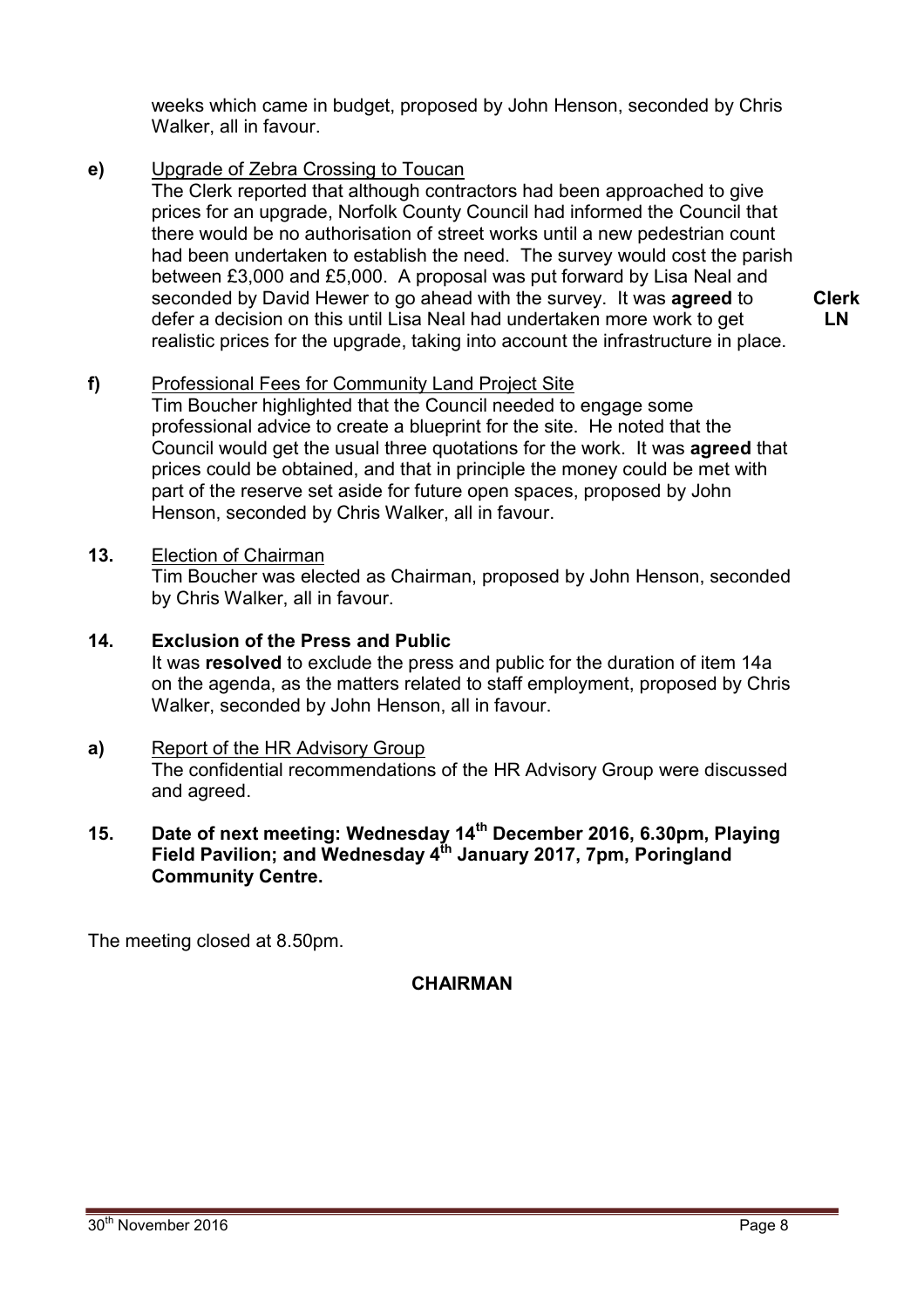weeks which came in budget, proposed by John Henson, seconded by Chris Walker, all in favour.

**e)** Upgrade of Zebra Crossing to Toucan

The Clerk reported that although contractors had been approached to give prices for an upgrade, Norfolk County Council had informed the Council that there would be no authorisation of street works until a new pedestrian count had been undertaken to establish the need. The survey would cost the parish between £3,000 and £5,000. A proposal was put forward by Lisa Neal and seconded by David Hewer to go ahead with the survey. It was **agreed** to defer a decision on this until Lisa Neal had undertaken more work to get realistic prices for the upgrade, taking into account the infrastructure in place. **Clerk LN**

**f)** Professional Fees for Community Land Project Site

Tim Boucher highlighted that the Council needed to engage some professional advice to create a blueprint for the site. He noted that the Council would get the usual three quotations for the work. It was **agreed** that prices could be obtained, and that in principle the money could be met with part of the reserve set aside for future open spaces, proposed by John Henson, seconded by Chris Walker, all in favour.

**13.** Election of Chairman

Tim Boucher was elected as Chairman, proposed by John Henson, seconded by Chris Walker, all in favour.

**14. Exclusion of the Press and Public**

It was **resolved** to exclude the press and public for the duration of item 14a on the agenda, as the matters related to staff employment, proposed by Chris Walker, seconded by John Henson, all in favour.

**a)** Report of the HR Advisory Group

The confidential recommendations of the HR Advisory Group were discussed and agreed.

**15. Date of next meeting: Wednesday 14th December 2016, 6.30pm, Playing Field Pavilion; and Wednesday 4th January 2017, 7pm, Poringland Community Centre.**

The meeting closed at 8.50pm.

**CHAIRMAN**